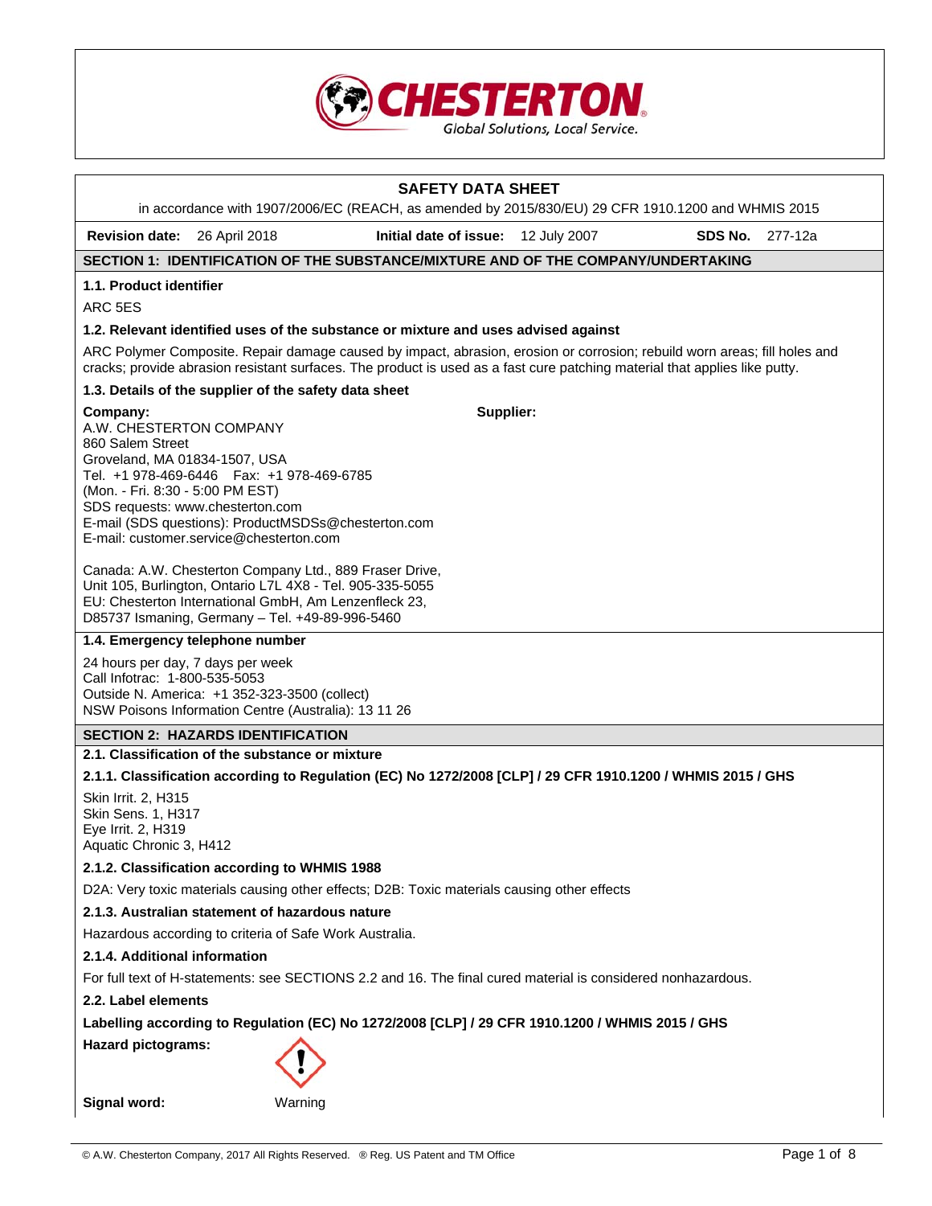# SAFETY DATA SHEET

in accordance with 1907/2006/EC (REACH, as amended by 2015/830/EU) 29 CFR 1910.1200 and WHMIS 2015

**Revision date:** 26 April 2018 **Initial date of issue:** 12 July 2007 **SDS No.** 277-12a

## SECTION 1: IDENTIFICATION OF THE SUBSTANCE/MIXTURE AND OF THE COMPANY/UNDERTAKING

### 1.1. Product identifier

ARC 5ES

### 1.2. Relevant identified uses of the substance or mixture and uses advised against

ARC Polymer Composite. Repair damage caused by impact, abrasion, erosion or corrosion; rebuild worn areas; fill holes and cracks; provide abrasion resistant surfaces. The product is used as a fast cure patching material that applies like putty.

### 1.3. Details of the supplier of the safety data sheet

**Company:**
A.W. CHESTERTON COMPANY
860 Salem Street
Groveland, MA 01834-1507, USA
Tel. +1 978-469-6446 Fax: +1 978-469-6785
(Mon. - Fri. 8:30 - 5:00 PM EST)
SDS requests: www.chesterton.com
E-mail (SDS questions): ProductMSDSs@chesterton.com
E-mail: customer.service@chesterton.com

Canada: A.W. Chesterton Company Ltd., 889 Fraser Drive, Unit 105, Burlington, Ontario L7L 4X8 - Tel. 905-335-5055
EU: Chesterton International GmbH, Am Lenzenfleck 23, D85737 Ismaning, Germany – Tel. +49-89-996-5460

**Supplier:**

### 1.4. Emergency telephone number

24 hours per day, 7 days per week
Call Infotrac: 1-800-535-5053
Outside N. America: +1 352-323-3500 (collect)
NSW Poisons Information Centre (Australia): 13 11 26

## SECTION 2: HAZARDS IDENTIFICATION

### 2.1. Classification of the substance or mixture

#### 2.1.1. Classification according to Regulation (EC) No 1272/2008 [CLP] / 29 CFR 1910.1200 / WHMIS 2015 / GHS

Skin Irrit. 2, H315
Skin Sens. 1, H317
Eye Irrit. 2, H319
Aquatic Chronic 3, H412

#### 2.1.2. Classification according to WHMIS 1988

D2A: Very toxic materials causing other effects; D2B: Toxic materials causing other effects

#### 2.1.3. Australian statement of hazardous nature

Hazardous according to criteria of Safe Work Australia.

#### 2.1.4. Additional information

For full text of H-statements: see SECTIONS 2.2 and 16. The final cured material is considered nonhazardous.

### 2.2. Label elements

**Labelling according to Regulation (EC) No 1272/2008 [CLP] / 29 CFR 1910.1200 / WHMIS 2015 / GHS**

**Hazard pictograms:**

**Signal word:** Warning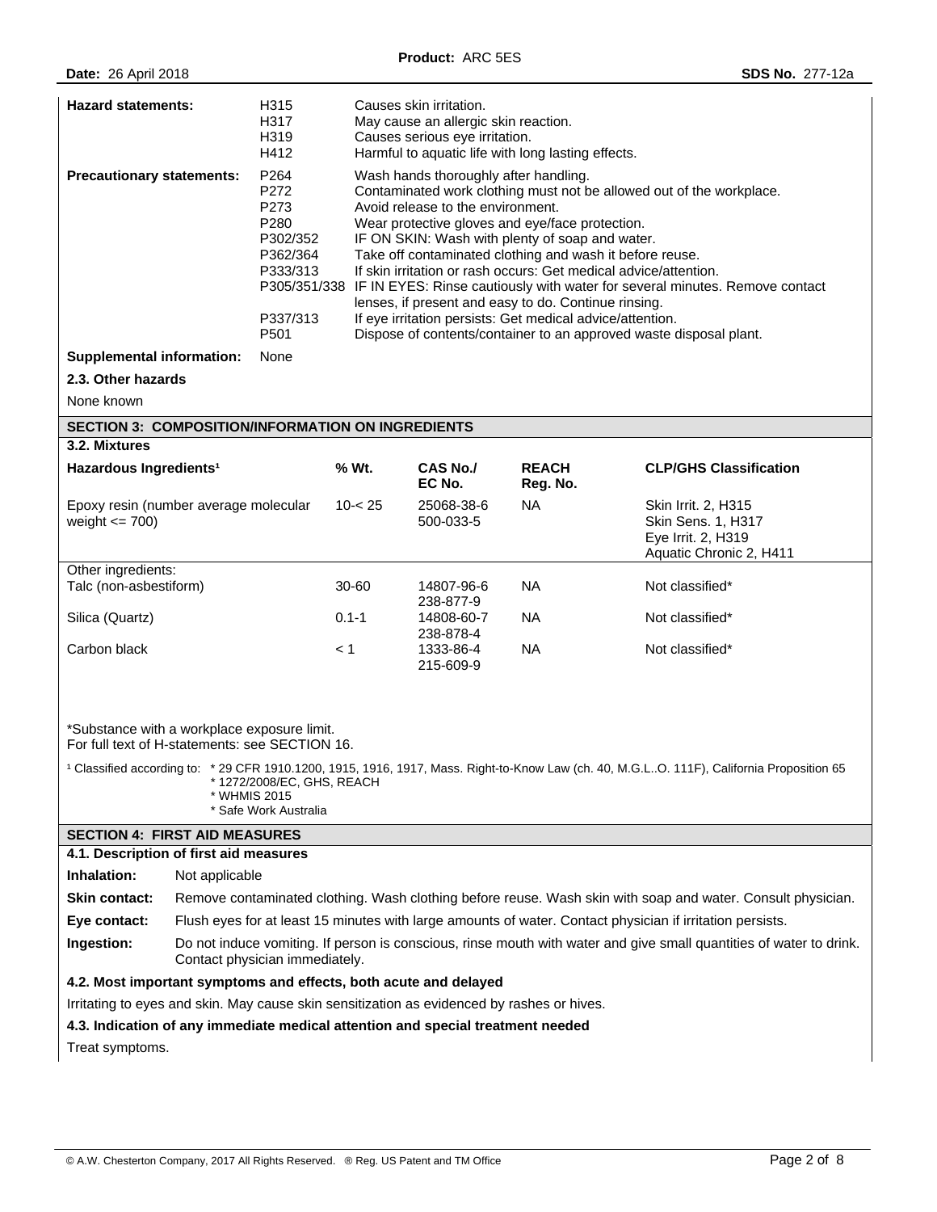| | | |
|---|---|---|
| **Hazard statements:** | H315 | Causes skin irritation. |
| | H317 | May cause an allergic skin reaction. |
| | H319 | Causes serious eye irritation. |
| | H412 | Harmful to aquatic life with long lasting effects. |
| **Precautionary statements:** | P264 | Wash hands thoroughly after handling. |
| | P272 | Contaminated work clothing must not be allowed out of the workplace. |
| | P273 | Avoid release to the environment. |
| | P280 | Wear protective gloves and eye/face protection. |
| | P302/352 | IF ON SKIN: Wash with plenty of soap and water. |
| | P362/364 | Take off contaminated clothing and wash it before reuse. |
| | P333/313 | If skin irritation or rash occurs: Get medical advice/attention. |
| | P305/351/338 | IF IN EYES: Rinse cautiously with water for several minutes. Remove contact lenses, if present and easy to do. Continue rinsing. |
| | P337/313 | If eye irritation persists: Get medical advice/attention. |
| | P501 | Dispose of contents/container to an approved waste disposal plant. |
| **Supplemental information:** | None | |

**2.3. Other hazards**

None known

## SECTION 3: COMPOSITION/INFORMATION ON INGREDIENTS

**3.2. Mixtures**

| Hazardous Ingredients[1] | % Wt. | CAS No./ EC No. | REACH Reg. No. | CLP/GHS Classification |
|---|---|---|---|---|
| Epoxy resin (number average molecular weight <= 700) | 10-< 25 | 25068-38-6 500-033-5 | NA | Skin Irrit. 2, H315 Skin Sens. 1, H317 Eye Irrit. 2, H319 Aquatic Chronic 2, H411 |
| Other ingredients: | | | | |
| Talc (non-asbestiform) | 30-60 | 14807-96-6 238-877-9 | NA | Not classified* |
| Silica (Quartz) | 0.1-1 | 14808-60-7 238-878-4 | NA | Not classified* |
| Carbon black | < 1 | 1333-86-4 215-609-9 | NA | Not classified* |

*Substance with a workplace exposure limit.
For full text of H-statements: see SECTION 16.

[1] Classified according to:
* 29 CFR 1910.1200, 1915, 1916, 1917, Mass. Right-to-Know Law (ch. 40, M.G.L..O. 111F), California Proposition 65
* 1272/2008/EC, GHS, REACH
* WHMIS 2015
* Safe Work Australia

## SECTION 4: FIRST AID MEASURES

**4.1. Description of first aid measures**

**Inhalation:** Not applicable

**Skin contact:** Remove contaminated clothing. Wash clothing before reuse. Wash skin with soap and water. Consult physician.

**Eye contact:** Flush eyes for at least 15 minutes with large amounts of water. Contact physician if irritation persists.

**Ingestion:** Do not induce vomiting. If person is conscious, rinse mouth with water and give small quantities of water to drink. Contact physician immediately.

**4.2. Most important symptoms and effects, both acute and delayed**

Irritating to eyes and skin. May cause skin sensitization as evidenced by rashes or hives.

**4.3. Indication of any immediate medical attention and special treatment needed**

Treat symptoms.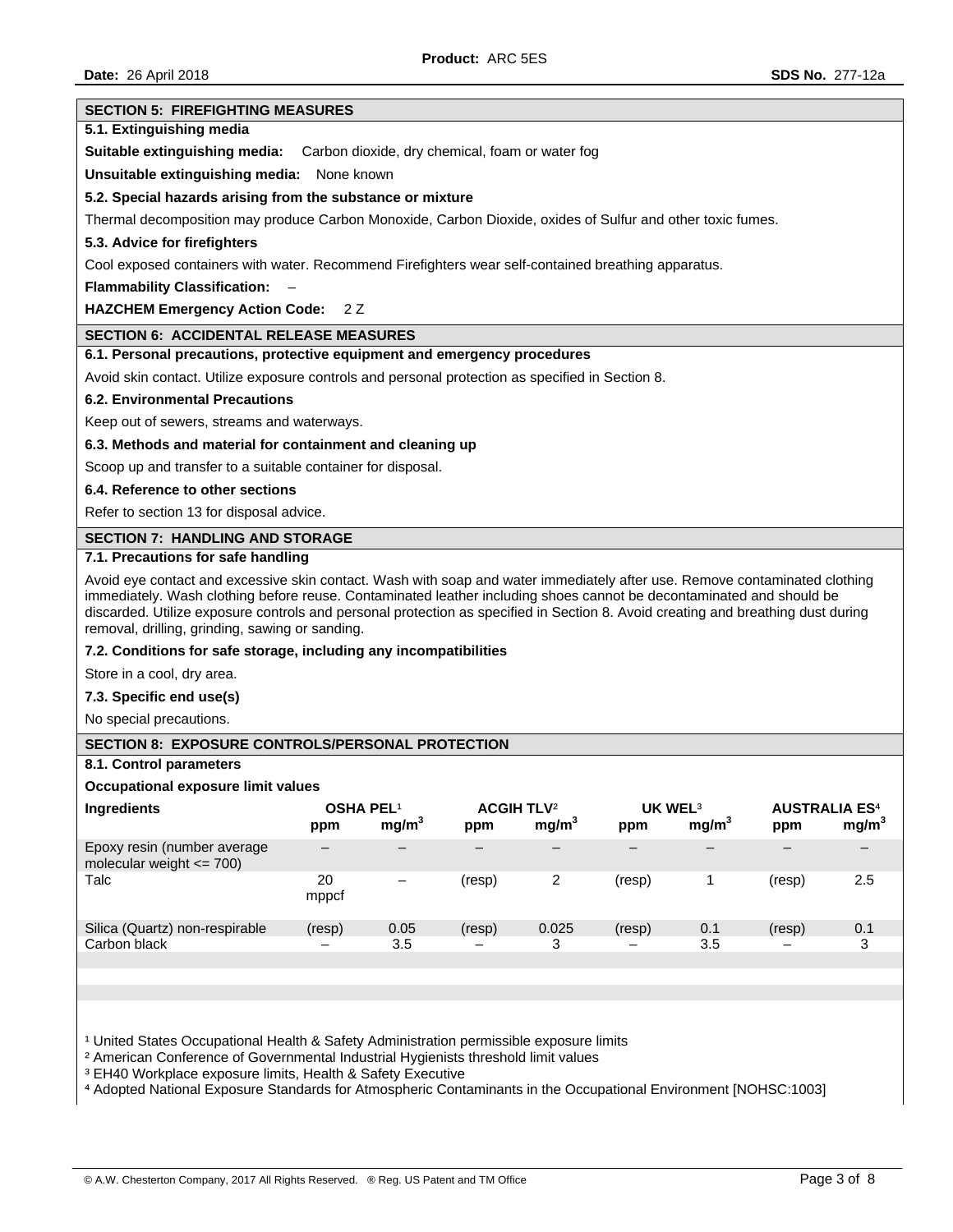## SECTION 5: FIREFIGHTING MEASURES

### 5.1. Extinguishing media

**Suitable extinguishing media:** Carbon dioxide, dry chemical, foam or water fog

**Unsuitable extinguishing media:** None known

### 5.2. Special hazards arising from the substance or mixture

Thermal decomposition may produce Carbon Monoxide, Carbon Dioxide, oxides of Sulfur and other toxic fumes.

### 5.3. Advice for firefighters

Cool exposed containers with water. Recommend Firefighters wear self-contained breathing apparatus.

**Flammability Classification:** –

**HAZCHEM Emergency Action Code:** 2 Z

## SECTION 6: ACCIDENTAL RELEASE MEASURES

### 6.1. Personal precautions, protective equipment and emergency procedures

Avoid skin contact. Utilize exposure controls and personal protection as specified in Section 8.

### 6.2. Environmental Precautions

Keep out of sewers, streams and waterways.

### 6.3. Methods and material for containment and cleaning up

Scoop up and transfer to a suitable container for disposal.

### 6.4. Reference to other sections

Refer to section 13 for disposal advice.

## SECTION 7: HANDLING AND STORAGE

### 7.1. Precautions for safe handling

Avoid eye contact and excessive skin contact. Wash with soap and water immediately after use. Remove contaminated clothing immediately. Wash clothing before reuse. Contaminated leather including shoes cannot be decontaminated and should be discarded. Utilize exposure controls and personal protection as specified in Section 8. Avoid creating and breathing dust during removal, drilling, grinding, sawing or sanding.

### 7.2. Conditions for safe storage, including any incompatibilities

Store in a cool, dry area.

### 7.3. Specific end use(s)

No special precautions.

## SECTION 8: EXPOSURE CONTROLS/PERSONAL PROTECTION

### 8.1. Control parameters

**Occupational exposure limit values**

| Ingredients | OSHA PEL[1] | | ACGIH TLV[2] | | UK WEL[3] | | AUSTRALIA ES[4] | |
|---|---|---|---|---|---|---|---|---|
| | ppm | $mg/m^3$ | ppm | $mg/m^3$ | ppm | $mg/m^3$ | ppm | $mg/m^3$ |
| Epoxy resin (number average molecular weight <= 700) | – | – | – | – | – | – | – | – |
| Talc | 20 mppcf | – | (resp) | 2 | (resp) | 1 | (resp) | 2.5 |
| Silica (Quartz) non-respirable | (resp) | 0.05 | (resp) | 0.025 | (resp) | 0.1 | (resp) | 0.1 |
| Carbon black | – | 3.5 | – | 3 | – | 3.5 | – | 3 |

[1] United States Occupational Health & Safety Administration permissible exposure limits
[2] American Conference of Governmental Industrial Hygienists threshold limit values
[3] EH40 Workplace exposure limits, Health & Safety Executive
[4] Adopted National Exposure Standards for Atmospheric Contaminants in the Occupational Environment [NOHSC:1003]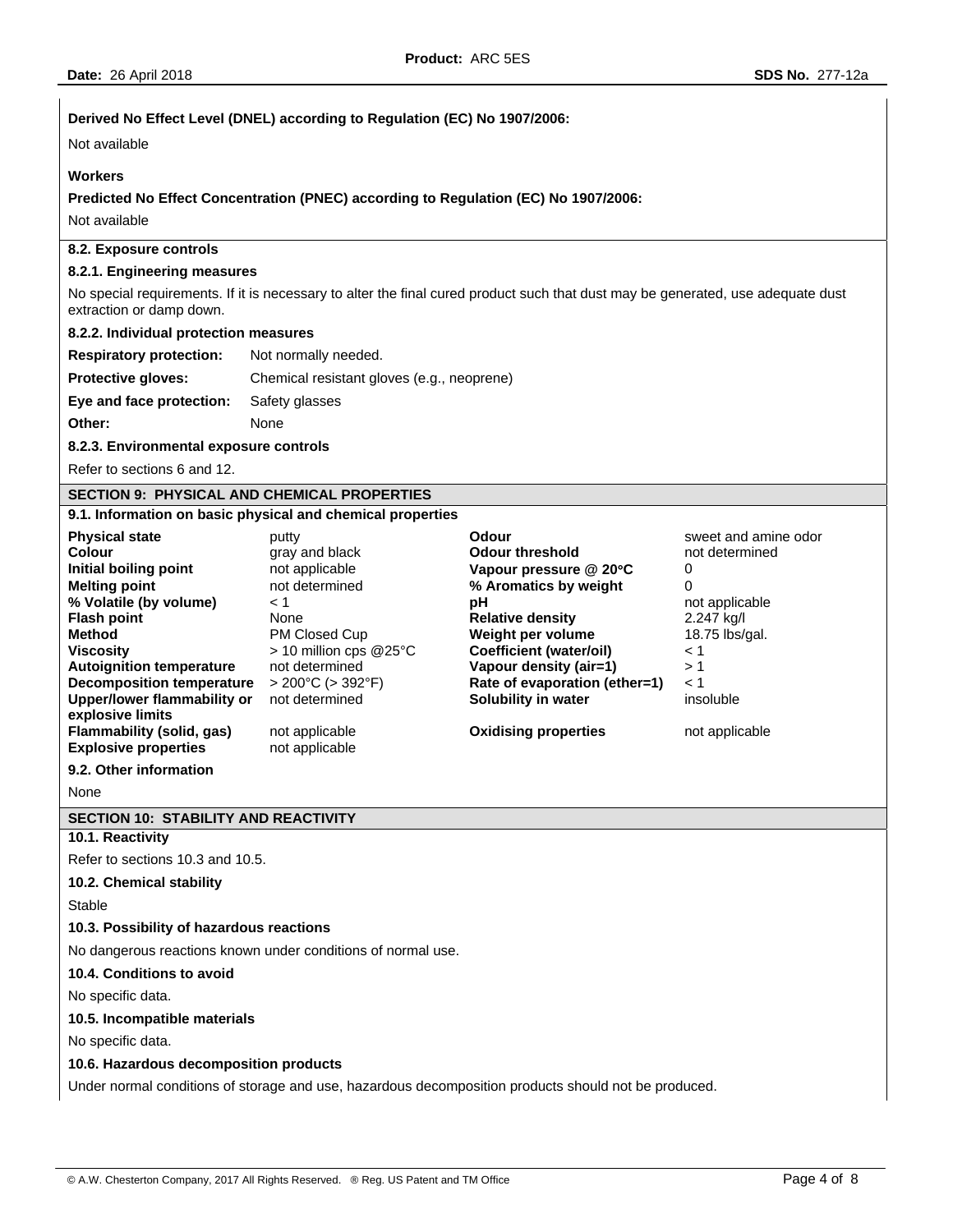**Derived No Effect Level (DNEL) according to Regulation (EC) No 1907/2006:**

Not available

**Workers**

**Predicted No Effect Concentration (PNEC) according to Regulation (EC) No 1907/2006:**

Not available

### 8.2. Exposure controls

#### 8.2.1. Engineering measures

No special requirements. If it is necessary to alter the final cured product such that dust may be generated, use adequate dust extraction or damp down.

#### 8.2.2. Individual protection measures

| | |
|---|---|
| **Respiratory protection:** | Not normally needed. |
| **Protective gloves:** | Chemical resistant gloves (e.g., neoprene) |
| **Eye and face protection:** | Safety glasses |
| **Other:** | None |

#### 8.2.3. Environmental exposure controls

Refer to sections 6 and 12.

## SECTION 9: PHYSICAL AND CHEMICAL PROPERTIES

### 9.1. Information on basic physical and chemical properties

| | | | |
|---|---|---|---|
| **Physical state** | putty | **Odour** | sweet and amine odor |
| **Colour** | gray and black | **Odour threshold** | not determined |
| **Initial boiling point** | not applicable | **Vapour pressure @ 20°C** | 0 |
| **Melting point** | not determined | **% Aromatics by weight** | 0 |
| **% Volatile (by volume)** | < 1 | **pH** | not applicable |
| **Flash point** | None | **Relative density** | 2.247 kg/l |
| **Method** | PM Closed Cup | **Weight per volume** | 18.75 lbs/gal. |
| **Viscosity** | > 10 million cps @25°C | **Coefficient (water/oil)** | < 1 |
| **Autoignition temperature** | not determined | **Vapour density (air=1)** | > 1 |
| **Decomposition temperature** | > 200°C (> 392°F) | **Rate of evaporation (ether=1)** | < 1 |
| **Upper/lower flammability or explosive limits** | not determined | **Solubility in water** | insoluble |
| **Flammability (solid, gas)** | not applicable | **Oxidising properties** | not applicable |
| **Explosive properties** | not applicable | | |

### 9.2. Other information

None

## SECTION 10: STABILITY AND REACTIVITY

### 10.1. Reactivity

Refer to sections 10.3 and 10.5.

### 10.2. Chemical stability

Stable

### 10.3. Possibility of hazardous reactions

No dangerous reactions known under conditions of normal use.

### 10.4. Conditions to avoid

No specific data.

### 10.5. Incompatible materials

No specific data.

### 10.6. Hazardous decomposition products

Under normal conditions of storage and use, hazardous decomposition products should not be produced.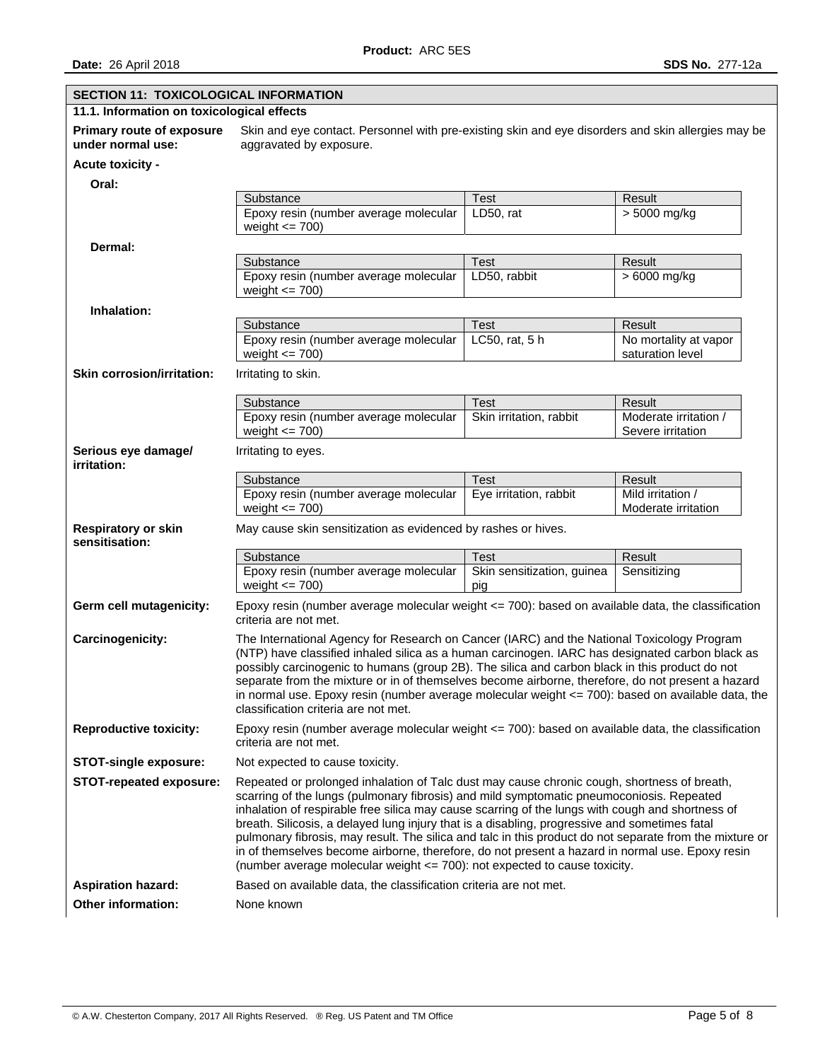## SECTION 11: TOXICOLOGICAL INFORMATION

### 11.1. Information on toxicological effects

**Primary route of exposure under normal use:** Skin and eye contact. Personnel with pre-existing skin and eye disorders and skin allergies may be aggravated by exposure.

**Acute toxicity -**

**Oral:**

| Substance | Test | Result |
|---|---|---|
| Epoxy resin (number average molecular weight <= 700) | LD50, rat | > 5000 mg/kg |

**Dermal:**

| Substance | Test | Result |
|---|---|---|
| Epoxy resin (number average molecular weight <= 700) | LD50, rabbit | > 6000 mg/kg |

**Inhalation:**

| Substance | Test | Result |
|---|---|---|
| Epoxy resin (number average molecular weight <= 700) | LC50, rat, 5 h | No mortality at vapor saturation level |

**Skin corrosion/irritation:** Irritating to skin.

| Substance | Test | Result |
|---|---|---|
| Epoxy resin (number average molecular weight <= 700) | Skin irritation, rabbit | Moderate irritation / Severe irritation |

**Serious eye damage/ irritation:** Irritating to eyes.

| Substance | Test | Result |
|---|---|---|
| Epoxy resin (number average molecular weight <= 700) | Eye irritation, rabbit | Mild irritation / Moderate irritation |

**Respiratory or skin sensitisation:** May cause skin sensitization as evidenced by rashes or hives.

| Substance | Test | Result |
|---|---|---|
| Epoxy resin (number average molecular weight <= 700) | Skin sensitization, guinea pig | Sensitizing |

**Germ cell mutagenicity:** Epoxy resin (number average molecular weight <= 700): based on available data, the classification criteria are not met.

**Carcinogenicity:** The International Agency for Research on Cancer (IARC) and the National Toxicology Program (NTP) have classified inhaled silica as a human carcinogen. IARC has designated carbon black as possibly carcinogenic to humans (group 2B). The silica and carbon black in this product do not separate from the mixture or in of themselves become airborne, therefore, do not present a hazard in normal use. Epoxy resin (number average molecular weight <= 700): based on available data, the classification criteria are not met.

**Reproductive toxicity:** Epoxy resin (number average molecular weight <= 700): based on available data, the classification criteria are not met.

**STOT-single exposure:** Not expected to cause toxicity.

**STOT-repeated exposure:** Repeated or prolonged inhalation of Talc dust may cause chronic cough, shortness of breath, scarring of the lungs (pulmonary fibrosis) and mild symptomatic pneumoconiosis. Repeated inhalation of respirable free silica may cause scarring of the lungs with cough and shortness of breath. Silicosis, a delayed lung injury that is a disabling, progressive and sometimes fatal pulmonary fibrosis, may result. The silica and talc in this product do not separate from the mixture or in of themselves become airborne, therefore, do not present a hazard in normal use. Epoxy resin (number average molecular weight <= 700): not expected to cause toxicity.

**Aspiration hazard:** Based on available data, the classification criteria are not met.

**Other information:** None known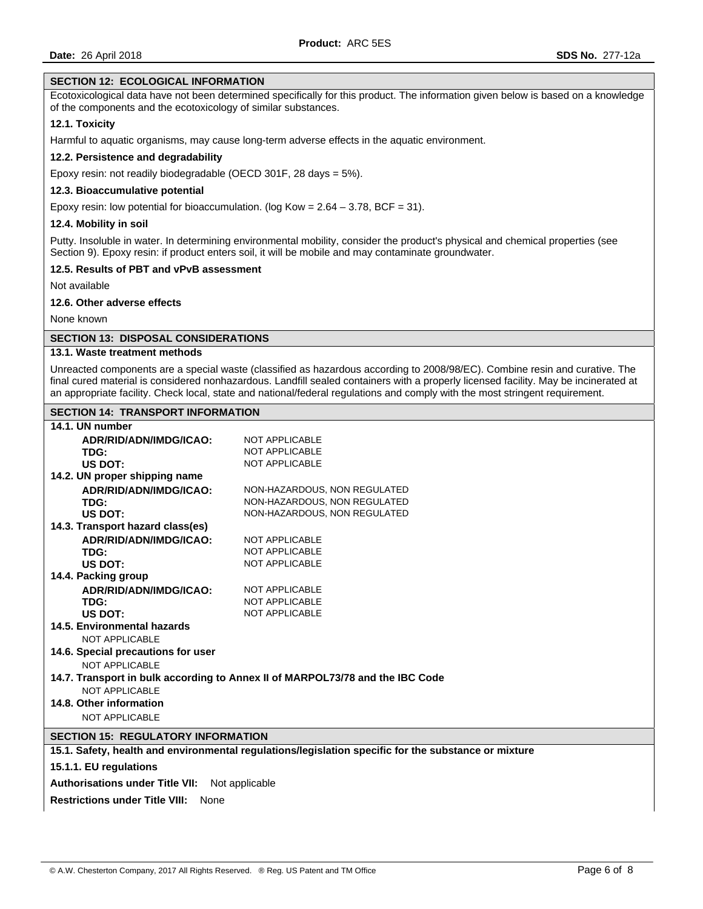## SECTION 12: ECOLOGICAL INFORMATION

Ecotoxicological data have not been determined specifically for this product. The information given below is based on a knowledge of the components and the ecotoxicology of similar substances.

### 12.1. Toxicity

Harmful to aquatic organisms, may cause long-term adverse effects in the aquatic environment.

### 12.2. Persistence and degradability

Epoxy resin: not readily biodegradable (OECD 301F, 28 days = 5%).

### 12.3. Bioaccumulative potential

Epoxy resin: low potential for bioaccumulation. (log Kow = 2.64 – 3.78, BCF = 31).

### 12.4. Mobility in soil

Putty. Insoluble in water. In determining environmental mobility, consider the product's physical and chemical properties (see Section 9). Epoxy resin: if product enters soil, it will be mobile and may contaminate groundwater.

### 12.5. Results of PBT and vPvB assessment

Not available

### 12.6. Other adverse effects

None known

## SECTION 13: DISPOSAL CONSIDERATIONS

### 13.1. Waste treatment methods

Unreacted components are a special waste (classified as hazardous according to 2008/98/EC). Combine resin and curative. The final cured material is considered nonhazardous. Landfill sealed containers with a properly licensed facility. May be incinerated at an appropriate facility. Check local, state and national/federal regulations and comply with the most stringent requirement.

## SECTION 14: TRANSPORT INFORMATION

**14.1. UN number**

| | |
|---|---|
| **ADR/RID/ADN/IMDG/ICAO:** | NOT APPLICABLE |
| **TDG:** | NOT APPLICABLE |
| **US DOT:** | NOT APPLICABLE |

**14.2. UN proper shipping name**

| | |
|---|---|
| **ADR/RID/ADN/IMDG/ICAO:** | NON-HAZARDOUS, NON REGULATED |
| **TDG:** | NON-HAZARDOUS, NON REGULATED |
| **US DOT:** | NON-HAZARDOUS, NON REGULATED |

**14.3. Transport hazard class(es)**

| | |
|---|---|
| **ADR/RID/ADN/IMDG/ICAO:** | NOT APPLICABLE |
| **TDG:** | NOT APPLICABLE |
| **US DOT:** | NOT APPLICABLE |

**14.4. Packing group**

| | |
|---|---|
| **ADR/RID/ADN/IMDG/ICAO:** | NOT APPLICABLE |
| **TDG:** | NOT APPLICABLE |
| **US DOT:** | NOT APPLICABLE |

**14.5. Environmental hazards**

NOT APPLICABLE

**14.6. Special precautions for user**

NOT APPLICABLE

**14.7. Transport in bulk according to Annex II of MARPOL73/78 and the IBC Code**

NOT APPLICABLE

**14.8. Other information**

NOT APPLICABLE

## SECTION 15: REGULATORY INFORMATION

**15.1. Safety, health and environmental regulations/legislation specific for the substance or mixture**

**15.1.1. EU regulations**

**Authorisations under Title VII:** Not applicable

**Restrictions under Title VIII:** None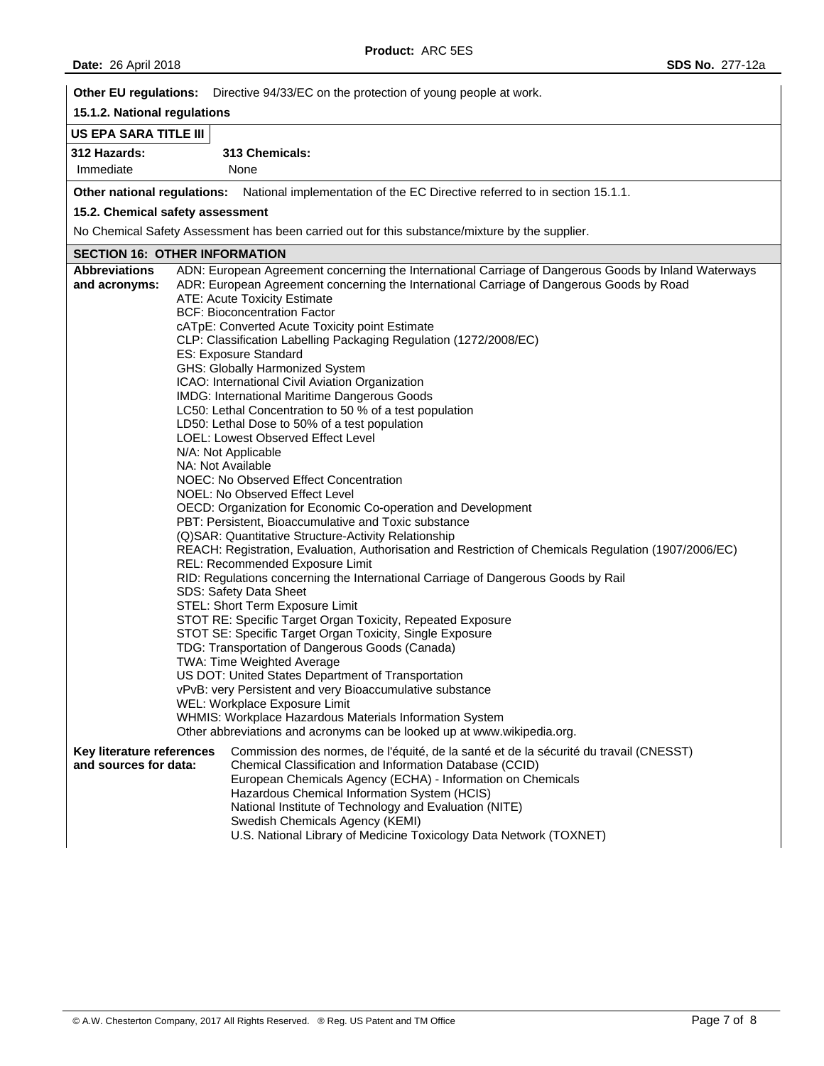**Other EU regulations:** Directive 94/33/EC on the protection of young people at work.

**15.1.2. National regulations**

**US EPA SARA TITLE III**

| 312 Hazards: | 313 Chemicals: |
|---|---|
| Immediate | None |

**Other national regulations:** National implementation of the EC Directive referred to in section 15.1.1.

**15.2. Chemical safety assessment**

No Chemical Safety Assessment has been carried out for this substance/mixture by the supplier.

## SECTION 16: OTHER INFORMATION

**Abbreviations and acronyms:**

ADN: European Agreement concerning the International Carriage of Dangerous Goods by Inland Waterways
ADR: European Agreement concerning the International Carriage of Dangerous Goods by Road
ATE: Acute Toxicity Estimate
BCF: Bioconcentration Factor
cATpE: Converted Acute Toxicity point Estimate
CLP: Classification Labelling Packaging Regulation (1272/2008/EC)
ES: Exposure Standard
GHS: Globally Harmonized System
ICAO: International Civil Aviation Organization
IMDG: International Maritime Dangerous Goods
LC50: Lethal Concentration to 50 % of a test population
LD50: Lethal Dose to 50% of a test population
LOEL: Lowest Observed Effect Level
N/A: Not Applicable
NA: Not Available
NOEC: No Observed Effect Concentration
NOEL: No Observed Effect Level
OECD: Organization for Economic Co-operation and Development
PBT: Persistent, Bioaccumulative and Toxic substance
(Q)SAR: Quantitative Structure-Activity Relationship
REACH: Registration, Evaluation, Authorisation and Restriction of Chemicals Regulation (1907/2006/EC)
REL: Recommended Exposure Limit
RID: Regulations concerning the International Carriage of Dangerous Goods by Rail
SDS: Safety Data Sheet
STEL: Short Term Exposure Limit
STOT RE: Specific Target Organ Toxicity, Repeated Exposure
STOT SE: Specific Target Organ Toxicity, Single Exposure
TDG: Transportation of Dangerous Goods (Canada)
TWA: Time Weighted Average
US DOT: United States Department of Transportation
vPvB: very Persistent and very Bioaccumulative substance
WEL: Workplace Exposure Limit
WHMIS: Workplace Hazardous Materials Information System
Other abbreviations and acronyms can be looked up at www.wikipedia.org.

**Key literature references and sources for data:**

Commission des normes, de l'équité, de la santé et de la sécurité du travail (CNESST)
Chemical Classification and Information Database (CCID)
European Chemicals Agency (ECHA) - Information on Chemicals
Hazardous Chemical Information System (HCIS)
National Institute of Technology and Evaluation (NITE)
Swedish Chemicals Agency (KEMI)
U.S. National Library of Medicine Toxicology Data Network (TOXNET)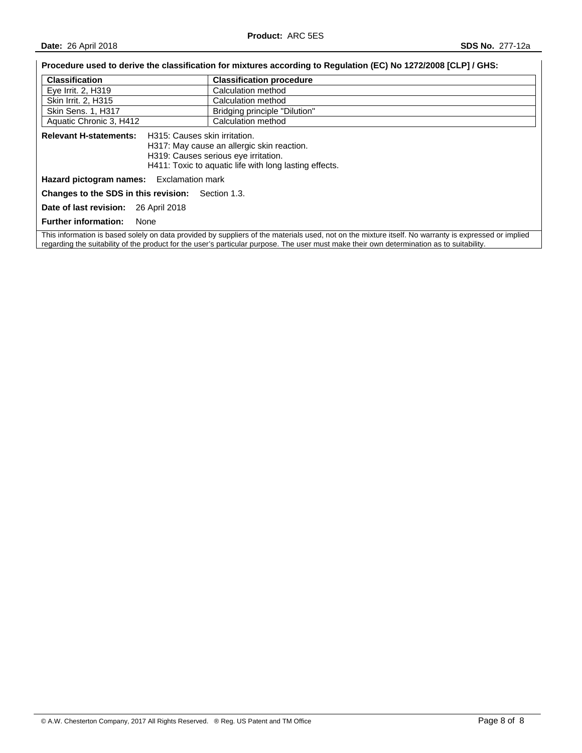**Procedure used to derive the classification for mixtures according to Regulation (EC) No 1272/2008 [CLP] / GHS:**

| Classification | Classification procedure |
|---|---|
| Eye Irrit. 2, H319 | Calculation method |
| Skin Irrit. 2, H315 | Calculation method |
| Skin Sens. 1, H317 | Bridging principle "Dilution" |
| Aquatic Chronic 3, H412 | Calculation method |

**Relevant H-statements:** H315: Causes skin irritation.
H317: May cause an allergic skin reaction.
H319: Causes serious eye irritation.
H411: Toxic to aquatic life with long lasting effects.

**Hazard pictogram names:** Exclamation mark

**Changes to the SDS in this revision:** Section 1.3.

**Date of last revision:** 26 April 2018

**Further information:** None

This information is based solely on data provided by suppliers of the materials used, not on the mixture itself. No warranty is expressed or implied regarding the suitability of the product for the user's particular purpose. The user must make their own determination as to suitability.